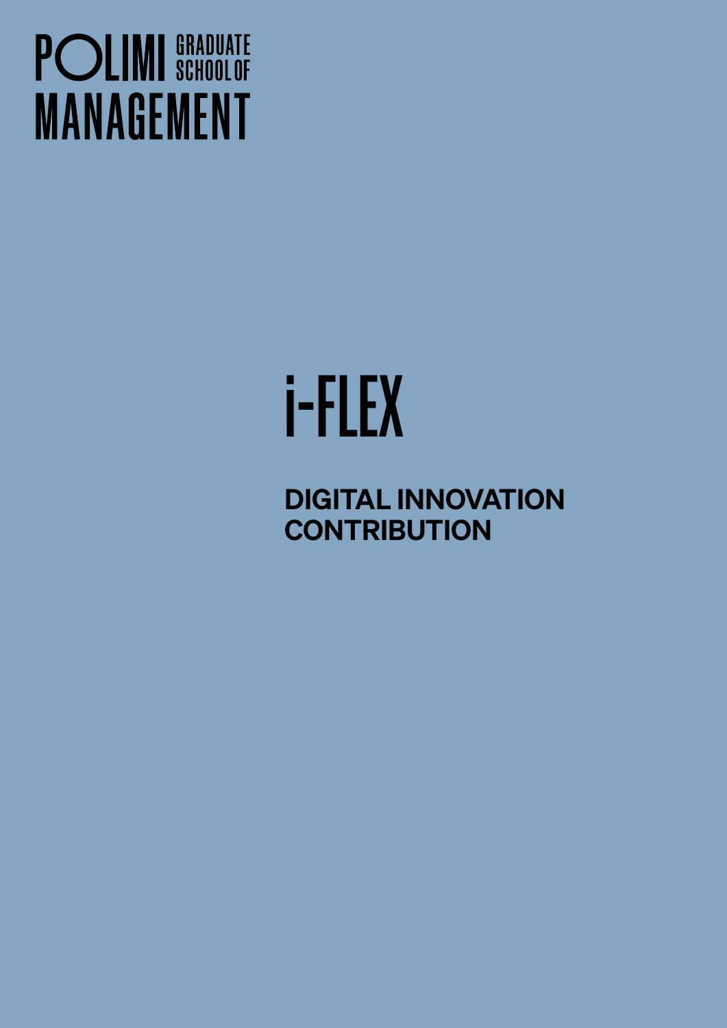POLIMI GRADUATE SCHOOL OF MANAGEMENT

# i-FLEX

## DIGITAL INNOVATION CONTRIBUTION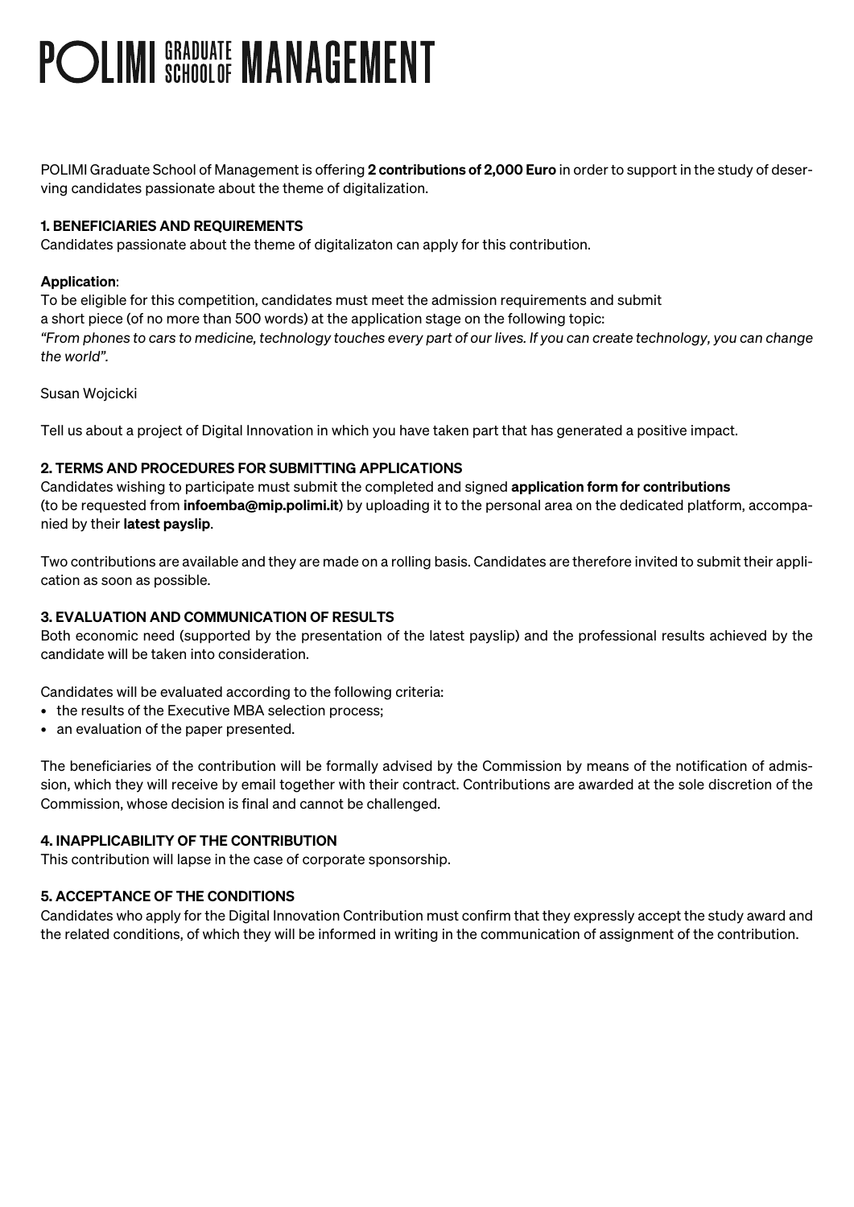# POLIMI GRADUATE SCHOOL OF MANAGEMENT

POLIMI Graduate School of Management is offering **2 contributions of 2,000 Euro** in order to support in the study of deserving candidates passionate about the theme of digitalization.

**1. BENEFICIARIES AND REQUIREMENTS**
Candidates passionate about the theme of digitalizaton can apply for this contribution.

**Application**:
To be eligible for this competition, candidates must meet the admission requirements and submit a short piece (of no more than 500 words) at the application stage on the following topic:
*"From phones to cars to medicine, technology touches every part of our lives. If you can create technology, you can change the world".*

Susan Wojcicki

Tell us about a project of Digital Innovation in which you have taken part that has generated a positive impact.

**2. TERMS AND PROCEDURES FOR SUBMITTING APPLICATIONS**
Candidates wishing to participate must submit the completed and signed **application form for contributions** (to be requested from **infoemba@mip.polimi.it**) by uploading it to the personal area on the dedicated platform, accompanied by their **latest payslip**.

Two contributions are available and they are made on a rolling basis. Candidates are therefore invited to submit their application as soon as possible.

**3. EVALUATION AND COMMUNICATION OF RESULTS**
Both economic need (supported by the presentation of the latest payslip) and the professional results achieved by the candidate will be taken into consideration.

Candidates will be evaluated according to the following criteria:
- the results of the Executive MBA selection process;
- an evaluation of the paper presented.

The beneficiaries of the contribution will be formally advised by the Commission by means of the notification of admission, which they will receive by email together with their contract. Contributions are awarded at the sole discretion of the Commission, whose decision is final and cannot be challenged.

**4. INAPPLICABILITY OF THE CONTRIBUTION**
This contribution will lapse in the case of corporate sponsorship.

**5. ACCEPTANCE OF THE CONDITIONS**
Candidates who apply for the Digital Innovation Contribution must confirm that they expressly accept the study award and the related conditions, of which they will be informed in writing in the communication of assignment of the contribution.